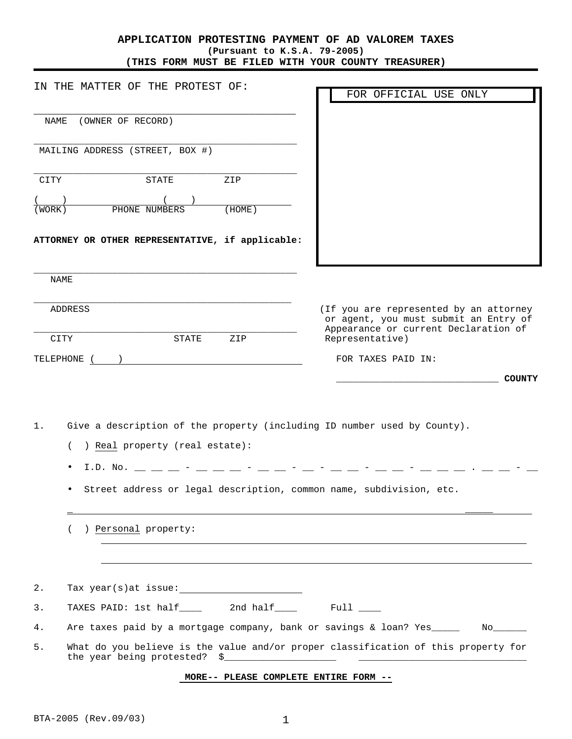# APPLICATION PROTESTING PAYMENT OF AD VALOREM TAXES

**(Pursuant to K.S.A. 79-2005)**

**(THIS FORM MUST BE FILED WITH YOUR COUNTY TREASURER)**

IN THE MATTER OF THE PROTEST OF:

FOR OFFICIAL USE ONLY

_______________________________________________

NAME (OWNER OF RECORD)

_______________________________________________

MAILING ADDRESS (STREET, BOX #)

_______________________________________________

CITY STATE ZIP

( ) ( )

(WORK) PHONE NUMBERS (HOME)

**ATTORNEY OR OTHER REPRESENTATIVE, if applicable:**

_______________________________________________

NAME

_______________________________________________

ADDRESS

_______________________________________________

CITY STATE ZIP

TELEPHONE ( )

(If you are represented by an attorney or agent, you must submit an Entry of Appearance or current Declaration of Representative)

FOR TAXES PAID IN:

_____________________________ **COUNTY**

1. Give a description of the property (including ID number used by County).

   ( ) Real property (real estate):

   - I.D. No. __ __ __ - __ __ __ - __ __ - __ - __ __ - __ __ - __ __ __ . __ __ - __
   - Street address or legal description, common name, subdivision, etc.

   _______________________________________________________________________

   ( ) Personal property:

   _______________________________________________________________________

   _______________________________________________________________________

2. Tax year(s)at issue: ____________________

3. TAXES PAID: 1st half____ 2nd half____ Full ____

4. Are taxes paid by a mortgage company, bank or savings & loan? Yes_____ No______

5. What do you believe is the value and/or proper classification of this property for the year being protested? $____________________ ______________________________

**MORE-- PLEASE COMPLETE ENTIRE FORM --**

BTA-2005 (Rev.09/03)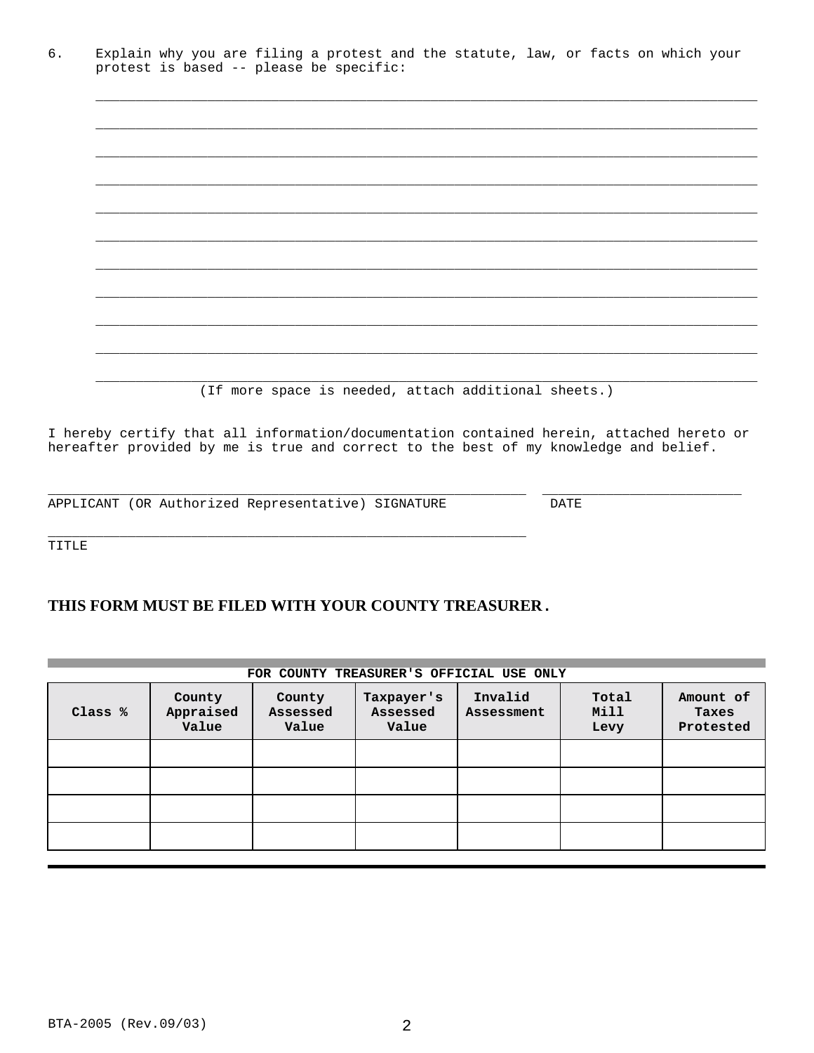6. Explain why you are filing a protest and the statute, law, or facts on which your protest is based -- please be specific:

_______________________________________________________________________________

_______________________________________________________________________________

_______________________________________________________________________________

_______________________________________________________________________________

_______________________________________________________________________________

_______________________________________________________________________________

_______________________________________________________________________________

_______________________________________________________________________________

_______________________________________________________________________________

_______________________________________________________________________________

_______________________________________________________________________________

(If more space is needed, attach additional sheets.)

I hereby certify that all information/documentation contained herein, attached hereto or hereafter provided by me is true and correct to the best of my knowledge and belief.

_______________________________________________________________ _________________________

APPLICANT (OR Authorized Representative) SIGNATURE DATE

_______________________________________________________________

TITLE

**THIS FORM MUST BE FILED WITH YOUR COUNTY TREASURER.**

| FOR COUNTY TREASURER'S OFFICIAL USE ONLY | | | | | | |
|---|---|---|---|---|---|---|
| Class % | County Appraised Value | County Assessed Value | Taxpayer's Assessed Value | Invalid Assessment | Total Mill Levy | Amount of Taxes Protested |
| | | | | | | |
| | | | | | | |
| | | | | | | |
| | | | | | | |

BTA-2005 (Rev.09/03)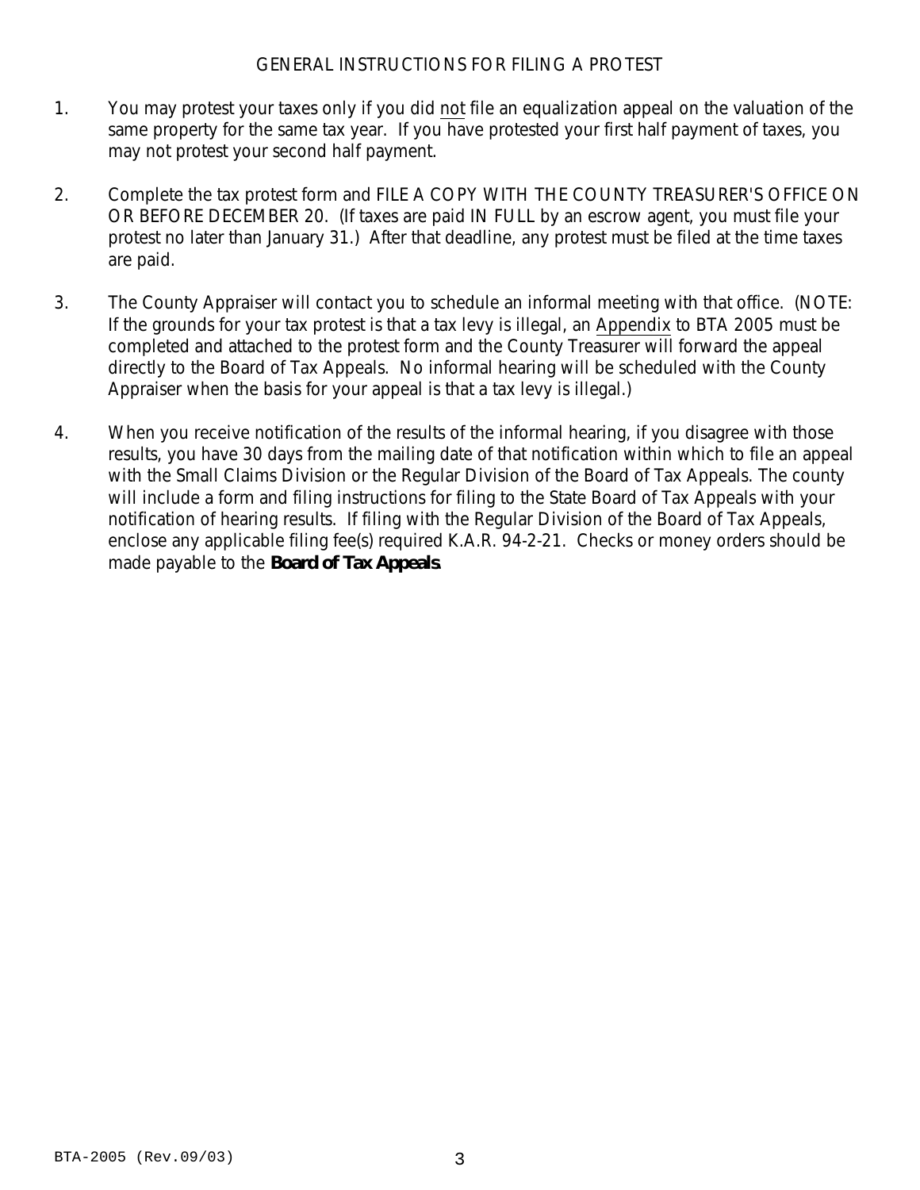# GENERAL INSTRUCTIONS FOR FILING A PROTEST

1. You may protest your taxes only if you did not file an equalization appeal on the valuation of the same property for the same tax year. If you have protested your first half payment of taxes, you may not protest your second half payment.

2. Complete the tax protest form and FILE A COPY WITH THE COUNTY TREASURER'S OFFICE ON OR BEFORE DECEMBER 20. (If taxes are paid IN FULL by an escrow agent, you must file your protest no later than January 31.) After that deadline, any protest must be filed at the time taxes are paid.

3. The County Appraiser will contact you to schedule an informal meeting with that office. (NOTE: If the grounds for your tax protest is that a tax levy is illegal, an Appendix to BTA 2005 must be completed and attached to the protest form and the County Treasurer will forward the appeal directly to the Board of Tax Appeals. No informal hearing will be scheduled with the County Appraiser when the basis for your appeal is that a tax levy is illegal.)

4. When you receive notification of the results of the informal hearing, if you disagree with those results, you have 30 days from the mailing date of that notification within which to file an appeal with the Small Claims Division or the Regular Division of the Board of Tax Appeals. The county will include a form and filing instructions for filing to the State Board of Tax Appeals with your notification of hearing results. If filing with the Regular Division of the Board of Tax Appeals, enclose any applicable filing fee(s) required K.A.R. 94-2-21. Checks or money orders should be made payable to the **Board of Tax Appeals**.

BTA-2005 (Rev.09/03)